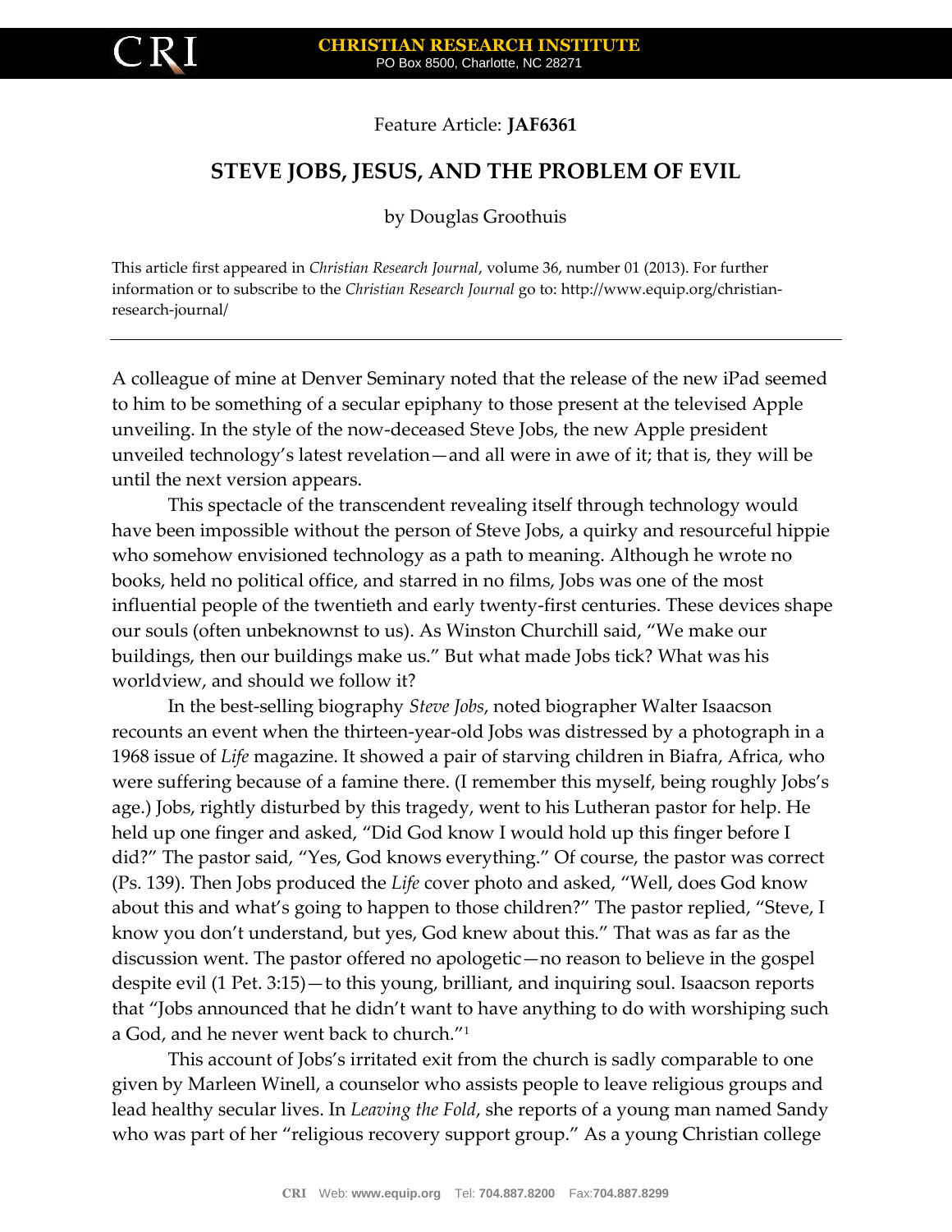Feature Article: **JAF6361**

# STEVE JOBS, JESUS, AND THE PROBLEM OF EVIL

by Douglas Groothuis

This article first appeared in *Christian Research Journal*, volume 36, number 01 (2013). For further information or to subscribe to the *Christian Research Journal* go to: http://www.equip.org/christian-research-journal/

---

A colleague of mine at Denver Seminary noted that the release of the new iPad seemed to him to be something of a secular epiphany to those present at the televised Apple unveiling. In the style of the now-deceased Steve Jobs, the new Apple president unveiled technology's latest revelation—and all were in awe of it; that is, they will be until the next version appears.

This spectacle of the transcendent revealing itself through technology would have been impossible without the person of Steve Jobs, a quirky and resourceful hippie who somehow envisioned technology as a path to meaning. Although he wrote no books, held no political office, and starred in no films, Jobs was one of the most influential people of the twentieth and early twenty-first centuries. These devices shape our souls (often unbeknownst to us). As Winston Churchill said, "We make our buildings, then our buildings make us." But what made Jobs tick? What was his worldview, and should we follow it?

In the best-selling biography *Steve Jobs*, noted biographer Walter Isaacson recounts an event when the thirteen-year-old Jobs was distressed by a photograph in a 1968 issue of *Life* magazine. It showed a pair of starving children in Biafra, Africa, who were suffering because of a famine there. (I remember this myself, being roughly Jobs's age.) Jobs, rightly disturbed by this tragedy, went to his Lutheran pastor for help. He held up one finger and asked, "Did God know I would hold up this finger before I did?" The pastor said, "Yes, God knows everything." Of course, the pastor was correct (Ps. 139). Then Jobs produced the *Life* cover photo and asked, "Well, does God know about this and what's going to happen to those children?" The pastor replied, "Steve, I know you don't understand, but yes, God knew about this." That was as far as the discussion went. The pastor offered no apologetic—no reason to believe in the gospel despite evil (1 Pet. 3:15)—to this young, brilliant, and inquiring soul. Isaacson reports that "Jobs announced that he didn't want to have anything to do with worshiping such a God, and he never went back to church."[1]

This account of Jobs's irritated exit from the church is sadly comparable to one given by Marleen Winell, a counselor who assists people to leave religious groups and lead healthy secular lives. In *Leaving the Fold*, she reports of a young man named Sandy who was part of her "religious recovery support group." As a young Christian college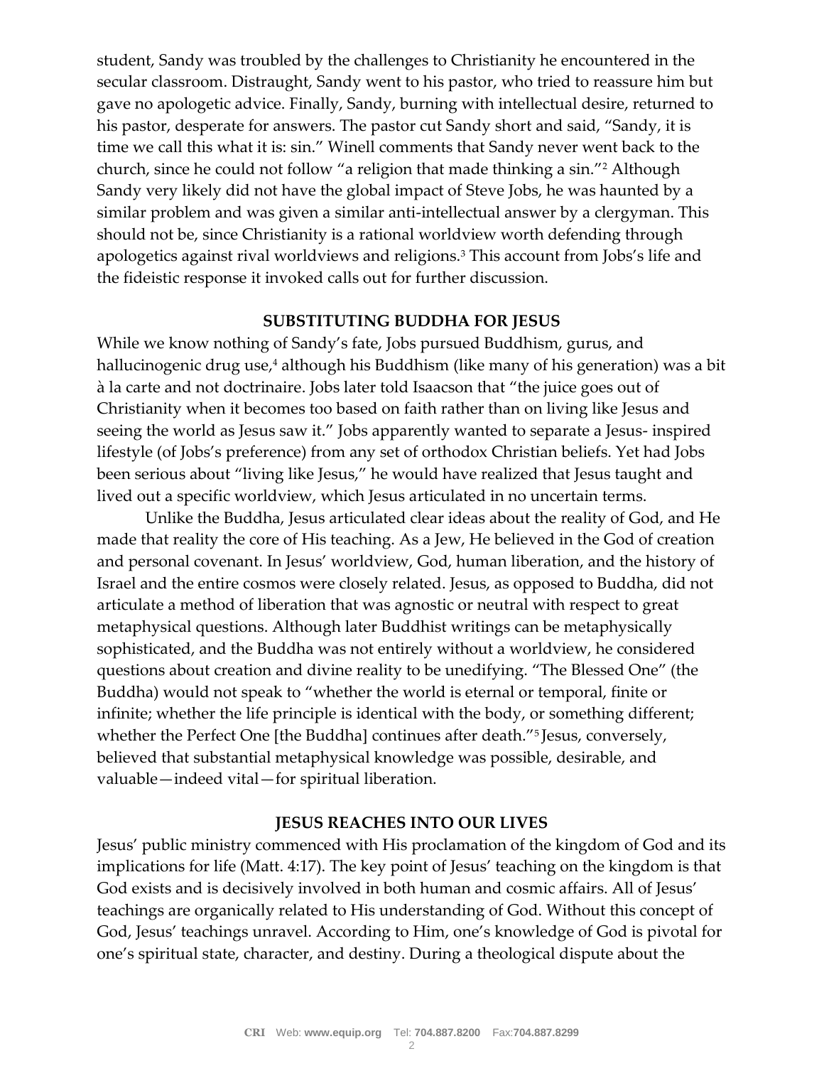student, Sandy was troubled by the challenges to Christianity he encountered in the secular classroom. Distraught, Sandy went to his pastor, who tried to reassure him but gave no apologetic advice. Finally, Sandy, burning with intellectual desire, returned to his pastor, desperate for answers. The pastor cut Sandy short and said, "Sandy, it is time we call this what it is: sin." Winell comments that Sandy never went back to the church, since he could not follow "a religion that made thinking a sin."[2] Although Sandy very likely did not have the global impact of Steve Jobs, he was haunted by a similar problem and was given a similar anti-intellectual answer by a clergyman. This should not be, since Christianity is a rational worldview worth defending through apologetics against rival worldviews and religions.[3] This account from Jobs's life and the fideistic response it invoked calls out for further discussion.

## SUBSTITUTING BUDDHA FOR JESUS

While we know nothing of Sandy's fate, Jobs pursued Buddhism, gurus, and hallucinogenic drug use,[4] although his Buddhism (like many of his generation) was a bit à la carte and not doctrinaire. Jobs later told Isaacson that "the juice goes out of Christianity when it becomes too based on faith rather than on living like Jesus and seeing the world as Jesus saw it." Jobs apparently wanted to separate a Jesus- inspired lifestyle (of Jobs's preference) from any set of orthodox Christian beliefs. Yet had Jobs been serious about "living like Jesus," he would have realized that Jesus taught and lived out a specific worldview, which Jesus articulated in no uncertain terms.

Unlike the Buddha, Jesus articulated clear ideas about the reality of God, and He made that reality the core of His teaching. As a Jew, He believed in the God of creation and personal covenant. In Jesus' worldview, God, human liberation, and the history of Israel and the entire cosmos were closely related. Jesus, as opposed to Buddha, did not articulate a method of liberation that was agnostic or neutral with respect to great metaphysical questions. Although later Buddhist writings can be metaphysically sophisticated, and the Buddha was not entirely without a worldview, he considered questions about creation and divine reality to be unedifying. "The Blessed One" (the Buddha) would not speak to "whether the world is eternal or temporal, finite or infinite; whether the life principle is identical with the body, or something different; whether the Perfect One [the Buddha] continues after death."[5] Jesus, conversely, believed that substantial metaphysical knowledge was possible, desirable, and valuable—indeed vital—for spiritual liberation.

## JESUS REACHES INTO OUR LIVES

Jesus' public ministry commenced with His proclamation of the kingdom of God and its implications for life (Matt. 4:17). The key point of Jesus' teaching on the kingdom is that God exists and is decisively involved in both human and cosmic affairs. All of Jesus' teachings are organically related to His understanding of God. Without this concept of God, Jesus' teachings unravel. According to Him, one's knowledge of God is pivotal for one's spiritual state, character, and destiny. During a theological dispute about the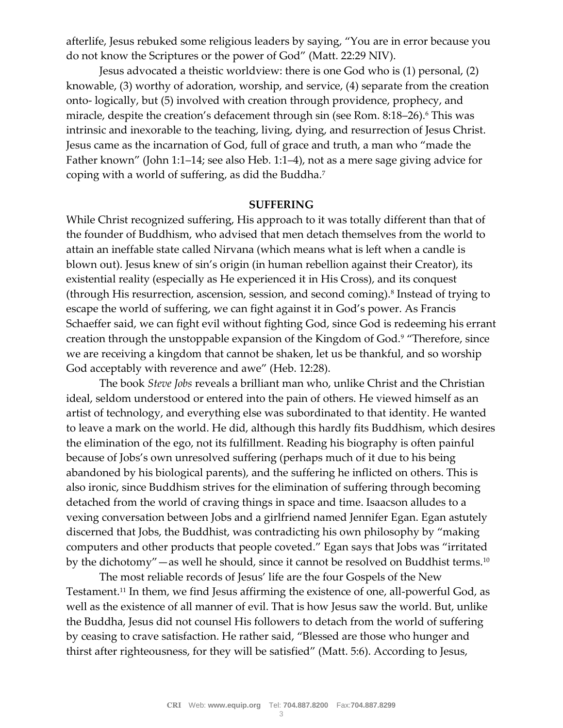afterlife, Jesus rebuked some religious leaders by saying, "You are in error because you do not know the Scriptures or the power of God" (Matt. 22:29 NIV).

Jesus advocated a theistic worldview: there is one God who is (1) personal, (2) knowable, (3) worthy of adoration, worship, and service, (4) separate from the creation onto- logically, but (5) involved with creation through providence, prophecy, and miracle, despite the creation's defacement through sin (see Rom. 8:18–26).[6] This was intrinsic and inexorable to the teaching, living, dying, and resurrection of Jesus Christ. Jesus came as the incarnation of God, full of grace and truth, a man who "made the Father known" (John 1:1–14; see also Heb. 1:1–4), not as a mere sage giving advice for coping with a world of suffering, as did the Buddha.[7]

## SUFFERING

While Christ recognized suffering, His approach to it was totally different than that of the founder of Buddhism, who advised that men detach themselves from the world to attain an ineffable state called Nirvana (which means what is left when a candle is blown out). Jesus knew of sin's origin (in human rebellion against their Creator), its existential reality (especially as He experienced it in His Cross), and its conquest (through His resurrection, ascension, session, and second coming).[8] Instead of trying to escape the world of suffering, we can fight against it in God's power. As Francis Schaeffer said, we can fight evil without fighting God, since God is redeeming his errant creation through the unstoppable expansion of the Kingdom of God.[9] "Therefore, since we are receiving a kingdom that cannot be shaken, let us be thankful, and so worship God acceptably with reverence and awe" (Heb. 12:28).

The book *Steve Jobs* reveals a brilliant man who, unlike Christ and the Christian ideal, seldom understood or entered into the pain of others. He viewed himself as an artist of technology, and everything else was subordinated to that identity. He wanted to leave a mark on the world. He did, although this hardly fits Buddhism, which desires the elimination of the ego, not its fulfillment. Reading his biography is often painful because of Jobs's own unresolved suffering (perhaps much of it due to his being abandoned by his biological parents), and the suffering he inflicted on others. This is also ironic, since Buddhism strives for the elimination of suffering through becoming detached from the world of craving things in space and time. Isaacson alludes to a vexing conversation between Jobs and a girlfriend named Jennifer Egan. Egan astutely discerned that Jobs, the Buddhist, was contradicting his own philosophy by "making computers and other products that people coveted." Egan says that Jobs was "irritated by the dichotomy"—as well he should, since it cannot be resolved on Buddhist terms.[10]

The most reliable records of Jesus' life are the four Gospels of the New Testament.[11] In them, we find Jesus affirming the existence of one, all-powerful God, as well as the existence of all manner of evil. That is how Jesus saw the world. But, unlike the Buddha, Jesus did not counsel His followers to detach from the world of suffering by ceasing to crave satisfaction. He rather said, "Blessed are those who hunger and thirst after righteousness, for they will be satisfied" (Matt. 5:6). According to Jesus,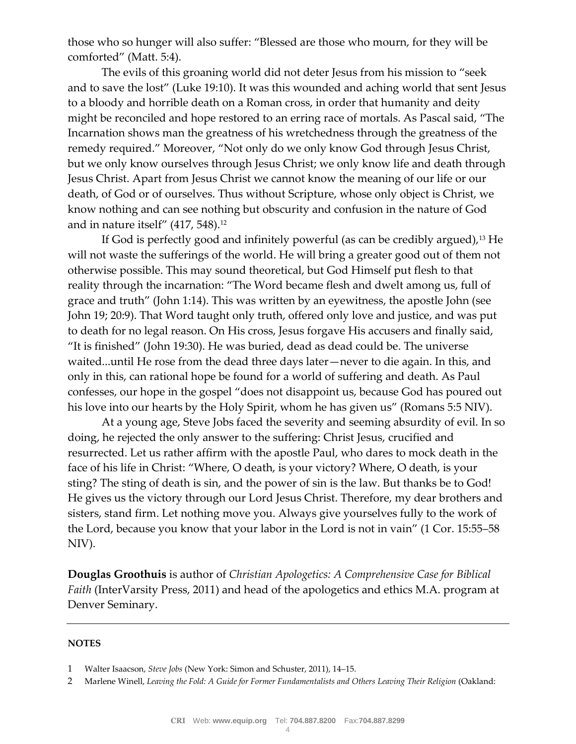those who so hunger will also suffer: "Blessed are those who mourn, for they will be comforted" (Matt. 5:4).

The evils of this groaning world did not deter Jesus from his mission to "seek and to save the lost" (Luke 19:10). It was this wounded and aching world that sent Jesus to a bloody and horrible death on a Roman cross, in order that humanity and deity might be reconciled and hope restored to an erring race of mortals. As Pascal said, "The Incarnation shows man the greatness of his wretchedness through the greatness of the remedy required." Moreover, "Not only do we only know God through Jesus Christ, but we only know ourselves through Jesus Christ; we only know life and death through Jesus Christ. Apart from Jesus Christ we cannot know the meaning of our life or our death, of God or of ourselves. Thus without Scripture, whose only object is Christ, we know nothing and can see nothing but obscurity and confusion in the nature of God and in nature itself" (417, 548).[12]

If God is perfectly good and infinitely powerful (as can be credibly argued),[13] He will not waste the sufferings of the world. He will bring a greater good out of them not otherwise possible. This may sound theoretical, but God Himself put flesh to that reality through the incarnation: "The Word became flesh and dwelt among us, full of grace and truth" (John 1:14). This was written by an eyewitness, the apostle John (see John 19; 20:9). That Word taught only truth, offered only love and justice, and was put to death for no legal reason. On His cross, Jesus forgave His accusers and finally said, "It is finished" (John 19:30). He was buried, dead as dead could be. The universe waited...until He rose from the dead three days later—never to die again. In this, and only in this, can rational hope be found for a world of suffering and death. As Paul confesses, our hope in the gospel "does not disappoint us, because God has poured out his love into our hearts by the Holy Spirit, whom he has given us" (Romans 5:5 NIV).

At a young age, Steve Jobs faced the severity and seeming absurdity of evil. In so doing, he rejected the only answer to the suffering: Christ Jesus, crucified and resurrected. Let us rather affirm with the apostle Paul, who dares to mock death in the face of his life in Christ: "Where, O death, is your victory? Where, O death, is your sting? The sting of death is sin, and the power of sin is the law. But thanks be to God! He gives us the victory through our Lord Jesus Christ. Therefore, my dear brothers and sisters, stand firm. Let nothing move you. Always give yourselves fully to the work of the Lord, because you know that your labor in the Lord is not in vain" (1 Cor. 15:55–58 NIV).

**Douglas Groothuis** is author of *Christian Apologetics: A Comprehensive Case for Biblical Faith* (InterVarsity Press, 2011) and head of the apologetics and ethics M.A. program at Denver Seminary.

---

**NOTES**

1 Walter Isaacson, *Steve Jobs* (New York: Simon and Schuster, 2011), 14–15.

2 Marlene Winell, *Leaving the Fold: A Guide for Former Fundamentalists and Others Leaving Their Religion* (Oakland: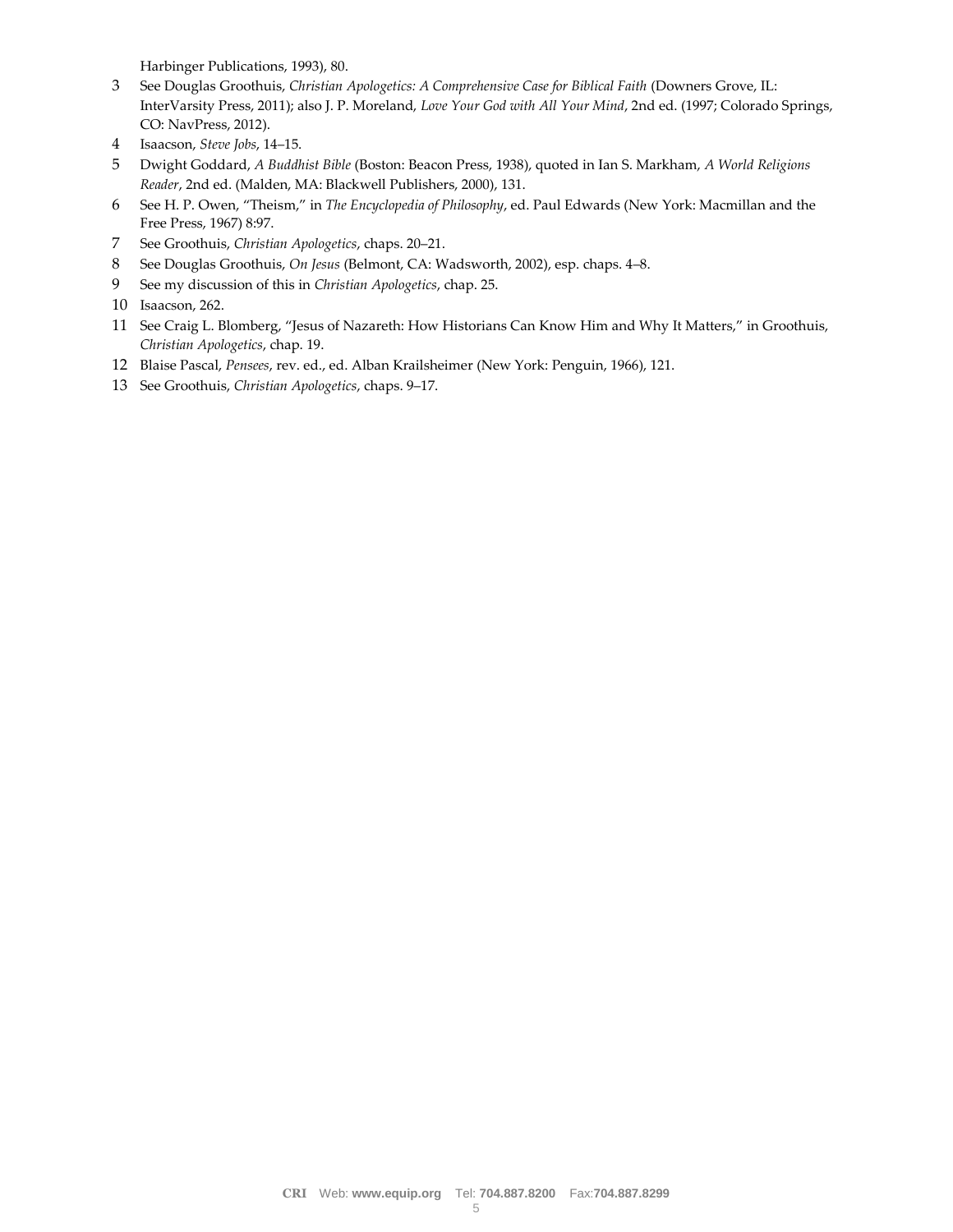Harbinger Publications, 1993), 80.

3 See Douglas Groothuis, *Christian Apologetics: A Comprehensive Case for Biblical Faith* (Downers Grove, IL: InterVarsity Press, 2011); also J. P. Moreland, *Love Your God with All Your Mind*, 2nd ed. (1997; Colorado Springs, CO: NavPress, 2012).

4 Isaacson, *Steve Jobs*, 14–15.

5 Dwight Goddard, *A Buddhist Bible* (Boston: Beacon Press, 1938), quoted in Ian S. Markham, *A World Religions Reader*, 2nd ed. (Malden, MA: Blackwell Publishers, 2000), 131.

6 See H. P. Owen, "Theism," in *The Encyclopedia of Philosophy*, ed. Paul Edwards (New York: Macmillan and the Free Press, 1967) 8:97.

7 See Groothuis, *Christian Apologetics*, chaps. 20–21.

8 See Douglas Groothuis, *On Jesus* (Belmont, CA: Wadsworth, 2002), esp. chaps. 4–8.

9 See my discussion of this in *Christian Apologetics*, chap. 25.

10 Isaacson, 262.

11 See Craig L. Blomberg, "Jesus of Nazareth: How Historians Can Know Him and Why It Matters," in Groothuis, *Christian Apologetics*, chap. 19.

12 Blaise Pascal, *Pensees*, rev. ed., ed. Alban Krailsheimer (New York: Penguin, 1966), 121.

13 See Groothuis, *Christian Apologetics*, chaps. 9–17.